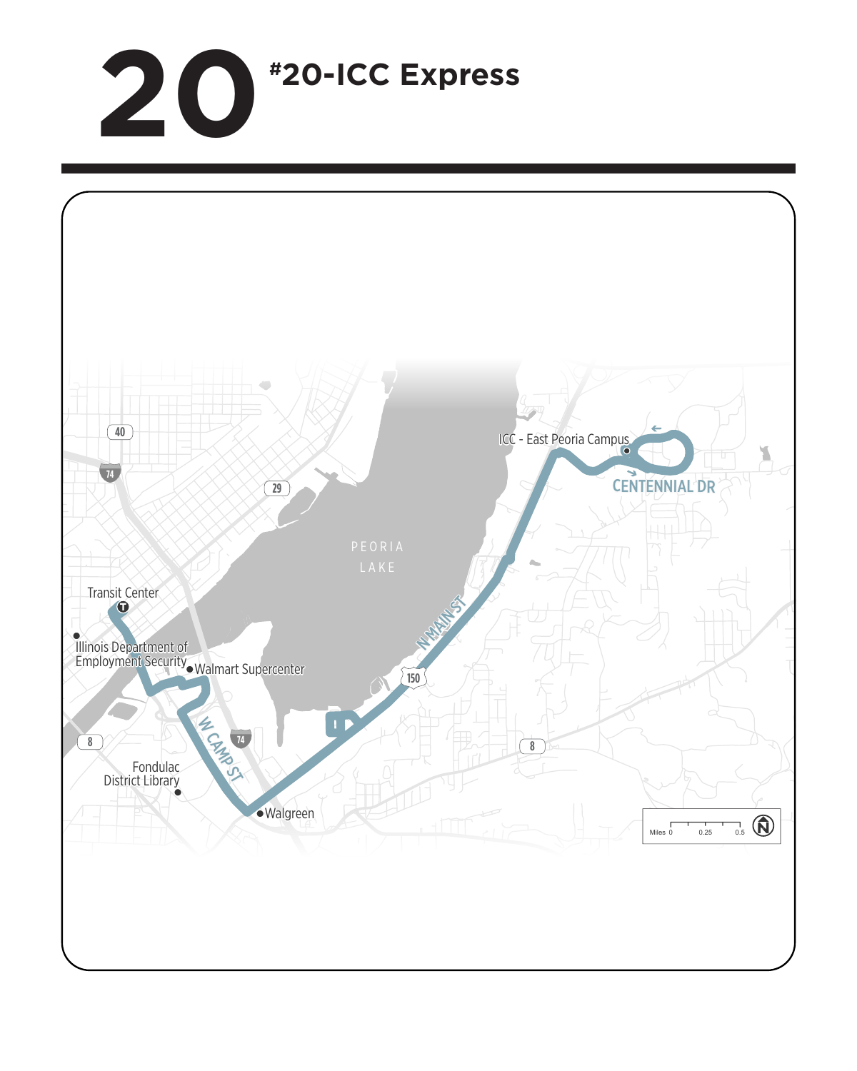# 20 #20-ICC Express

Transit Center

Illinois Department of Employment Security

Walmart Supercenter

Fondulac District Library

Walgreen

W CAMP ST

N MAIN ST

PEORIA LAKE

ICC - East Peoria Campus

CENTENNIAL DR

40

74

29

150

8

Miles 0 0.25 0.5

N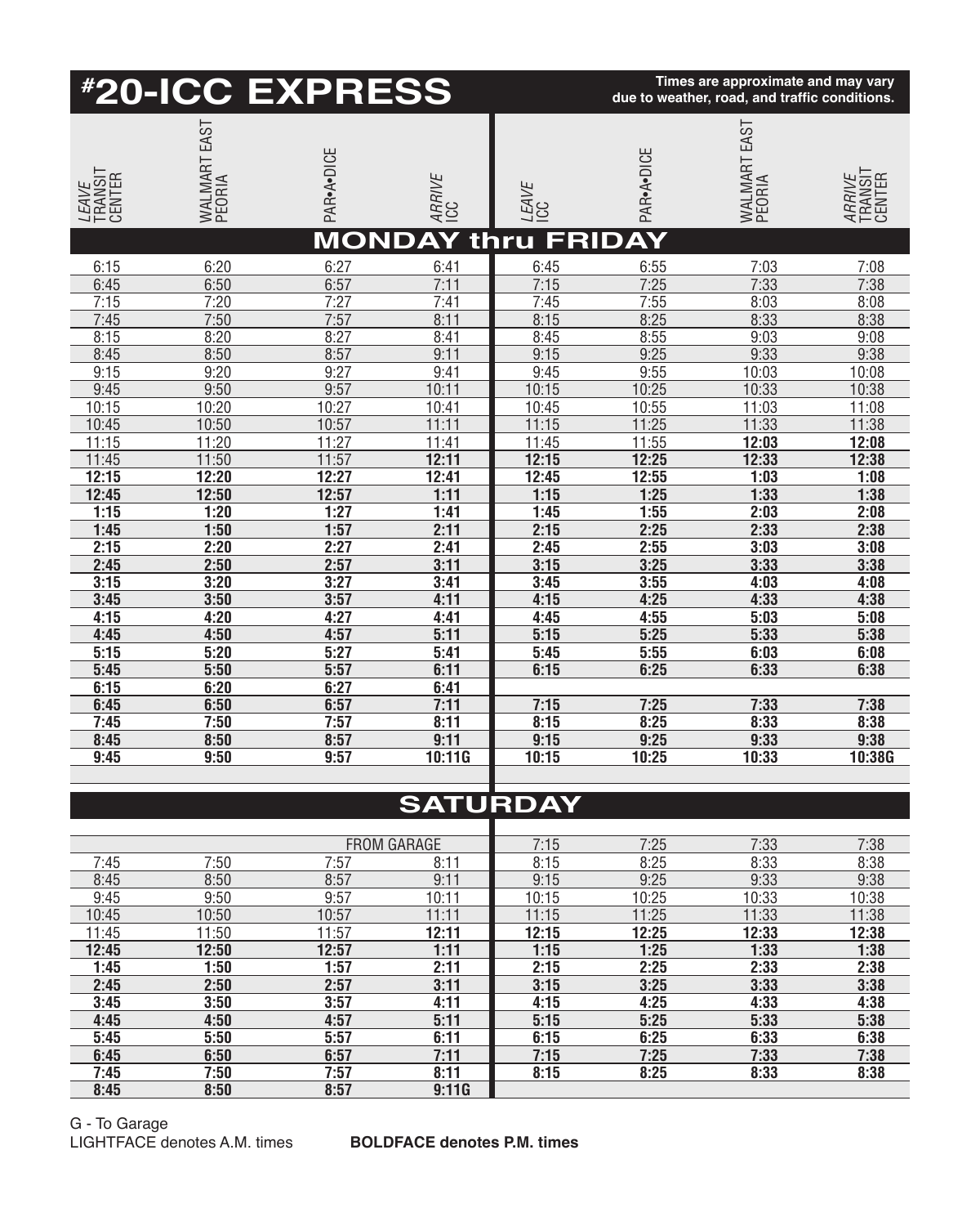# #20-ICC EXPRESS

**Times are approximate and may vary due to weather, road, and traffic conditions.**

## MONDAY thru FRIDAY

| *LEAVE* TRANSIT CENTER | WALMART EAST PEORIA | PAR•A•DICE | *ARRIVE* ICC | *LEAVE* ICC | PAR•A•DICE | WALMART EAST PEORIA | *ARRIVE* TRANSIT CENTER |
|---|---|---|---|---|---|---|---|
| 6:15 | 6:20 | 6:27 | 6:41 | 6:45 | 6:55 | 7:03 | 7:08 |
| 6:45 | 6:50 | 6:57 | 7:11 | 7:15 | 7:25 | 7:33 | 7:38 |
| 7:15 | 7:20 | 7:27 | 7:41 | 7:45 | 7:55 | 8:03 | 8:08 |
| 7:45 | 7:50 | 7:57 | 8:11 | 8:15 | 8:25 | 8:33 | 8:38 |
| 8:15 | 8:20 | 8:27 | 8:41 | 8:45 | 8:55 | 9:03 | 9:08 |
| 8:45 | 8:50 | 8:57 | 9:11 | 9:15 | 9:25 | 9:33 | 9:38 |
| 9:15 | 9:20 | 9:27 | 9:41 | 9:45 | 9:55 | 10:03 | 10:08 |
| 9:45 | 9:50 | 9:57 | 10:11 | 10:15 | 10:25 | 10:33 | 10:38 |
| 10:15 | 10:20 | 10:27 | 10:41 | 10:45 | 10:55 | 11:03 | 11:08 |
| 10:45 | 10:50 | 10:57 | 11:11 | 11:15 | 11:25 | 11:33 | 11:38 |
| 11:15 | 11:20 | 11:27 | 11:41 | 11:45 | 11:55 | **12:03** | **12:08** |
| 11:45 | 11:50 | 11:57 | **12:11** | **12:15** | **12:25** | **12:33** | **12:38** |
| **12:15** | **12:20** | **12:27** | **12:41** | **12:45** | **12:55** | **1:03** | **1:08** |
| **12:45** | **12:50** | **12:57** | **1:11** | **1:15** | **1:25** | **1:33** | **1:38** |
| **1:15** | **1:20** | **1:27** | **1:41** | **1:45** | **1:55** | **2:03** | **2:08** |
| **1:45** | **1:50** | **1:57** | **2:11** | **2:15** | **2:25** | **2:33** | **2:38** |
| **2:15** | **2:20** | **2:27** | **2:41** | **2:45** | **2:55** | **3:03** | **3:08** |
| **2:45** | **2:50** | **2:57** | **3:11** | **3:15** | **3:25** | **3:33** | **3:38** |
| **3:15** | **3:20** | **3:27** | **3:41** | **3:45** | **3:55** | **4:03** | **4:08** |
| **3:45** | **3:50** | **3:57** | **4:11** | **4:15** | **4:25** | **4:33** | **4:38** |
| **4:15** | **4:20** | **4:27** | **4:41** | **4:45** | **4:55** | **5:03** | **5:08** |
| **4:45** | **4:50** | **4:57** | **5:11** | **5:15** | **5:25** | **5:33** | **5:38** |
| **5:15** | **5:20** | **5:27** | **5:41** | **5:45** | **5:55** | **6:03** | **6:08** |
| **5:45** | **5:50** | **5:57** | **6:11** | **6:15** | **6:25** | **6:33** | **6:38** |
| **6:15** | **6:20** | **6:27** | **6:41** | | | | |
| **6:45** | **6:50** | **6:57** | **7:11** | **7:15** | **7:25** | **7:33** | **7:38** |
| **7:45** | **7:50** | **7:57** | **8:11** | **8:15** | **8:25** | **8:33** | **8:38** |
| **8:45** | **8:50** | **8:57** | **9:11** | **9:15** | **9:25** | **9:33** | **9:38** |
| **9:45** | **9:50** | **9:57** | **10:11G** | **10:15** | **10:25** | **10:33** | **10:38G** |

## SATURDAY

| *LEAVE* TRANSIT CENTER | WALMART EAST PEORIA | PAR•A•DICE | *ARRIVE* ICC | *LEAVE* ICC | PAR•A•DICE | WALMART EAST PEORIA | *ARRIVE* TRANSIT CENTER |
|---|---|---|---|---|---|---|---|
| | | FROM GARAGE | | 7:15 | 7:25 | 7:33 | 7:38 |
| 7:45 | 7:50 | 7:57 | 8:11 | 8:15 | 8:25 | 8:33 | 8:38 |
| 8:45 | 8:50 | 8:57 | 9:11 | 9:15 | 9:25 | 9:33 | 9:38 |
| 9:45 | 9:50 | 9:57 | 10:11 | 10:15 | 10:25 | 10:33 | 10:38 |
| 10:45 | 10:50 | 10:57 | 11:11 | 11:15 | 11:25 | 11:33 | 11:38 |
| 11:45 | 11:50 | 11:57 | **12:11** | **12:15** | **12:25** | **12:33** | **12:38** |
| **12:45** | **12:50** | **12:57** | **1:11** | **1:15** | **1:25** | **1:33** | **1:38** |
| **1:45** | **1:50** | **1:57** | **2:11** | **2:15** | **2:25** | **2:33** | **2:38** |
| **2:45** | **2:50** | **2:57** | **3:11** | **3:15** | **3:25** | **3:33** | **3:38** |
| **3:45** | **3:50** | **3:57** | **4:11** | **4:15** | **4:25** | **4:33** | **4:38** |
| **4:45** | **4:50** | **4:57** | **5:11** | **5:15** | **5:25** | **5:33** | **5:38** |
| **5:45** | **5:50** | **5:57** | **6:11** | **6:15** | **6:25** | **6:33** | **6:38** |
| **6:45** | **6:50** | **6:57** | **7:11** | **7:15** | **7:25** | **7:33** | **7:38** |
| **7:45** | **7:50** | **7:57** | **8:11** | **8:15** | **8:25** | **8:33** | **8:38** |
| **8:45** | **8:50** | **8:57** | **9:11G** | | | | |

G - To Garage

LIGHTFACE denotes A.M. times

**BOLDFACE denotes P.M. times**